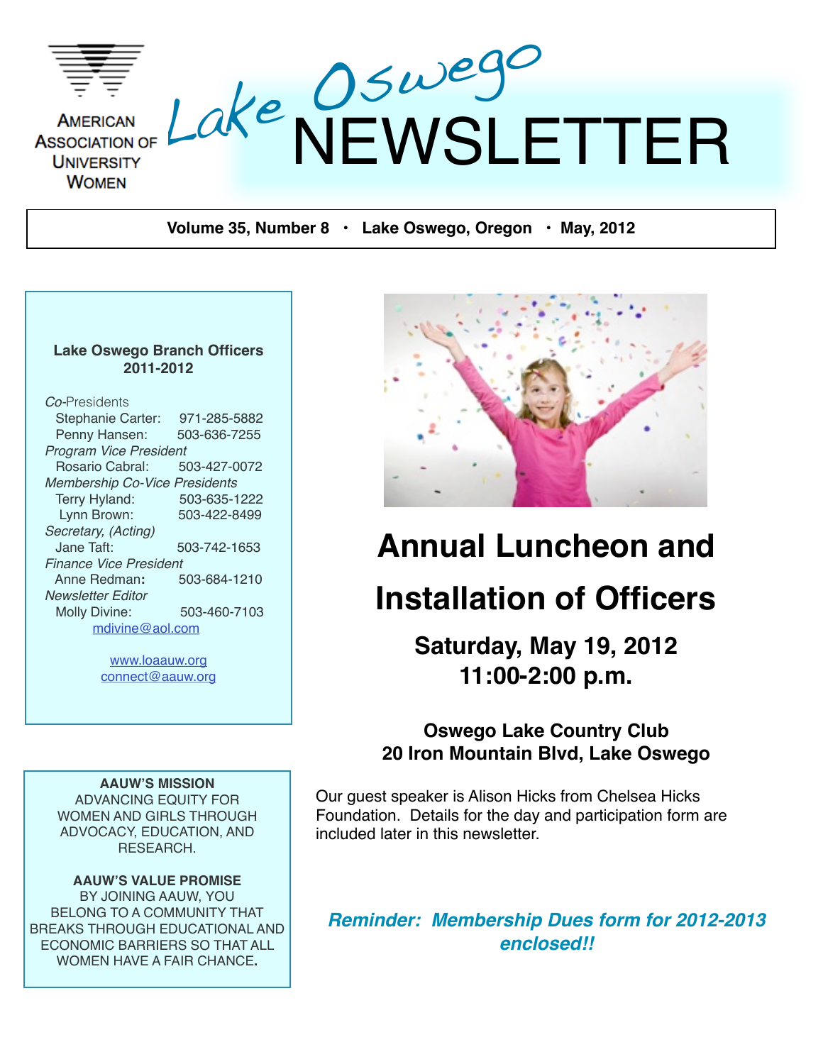AMERICAN ASSOCIATION OF UNIVERSITY WOMEN

# Lake Oswego NEWSLETTER

**Volume 35, Number 8 · Lake Oswego, Oregon · May, 2012**

**Lake Oswego Branch Officers 2011-2012**

*Co*-Presidents
Stephanie Carter: 971-285-5882
Penny Hansen: 503-636-7255
*Program Vice President*
Rosario Cabral: 503-427-0072
*Membership Co-Vice Presidents*
Terry Hyland: 503-635-1222
Lynn Brown: 503-422-8499
*Secretary, (Acting)*
Jane Taft: 503-742-1653
*Finance Vice President*
Anne Redman**:** 503-684-1210
*Newsletter Editor*
Molly Divine: 503-460-7103
mdivine@aol.com

www.loaauw.org
connect@aauw.org

**AAUW'S MISSION**
ADVANCING EQUITY FOR WOMEN AND GIRLS THROUGH ADVOCACY, EDUCATION, AND RESEARCH.

**AAUW'S VALUE PROMISE**
BY JOINING AAUW, YOU BELONG TO A COMMUNITY THAT BREAKS THROUGH EDUCATIONAL AND ECONOMIC BARRIERS SO THAT ALL WOMEN HAVE A FAIR CHANCE.

# Annual Luncheon and Installation of Officers

## Saturday, May 19, 2012 11:00-2:00 p.m.

### Oswego Lake Country Club
### 20 Iron Mountain Blvd, Lake Oswego

Our guest speaker is Alison Hicks from Chelsea Hicks Foundation. Details for the day and participation form are included later in this newsletter.

***Reminder: Membership Dues form for 2012-2013 enclosed!!***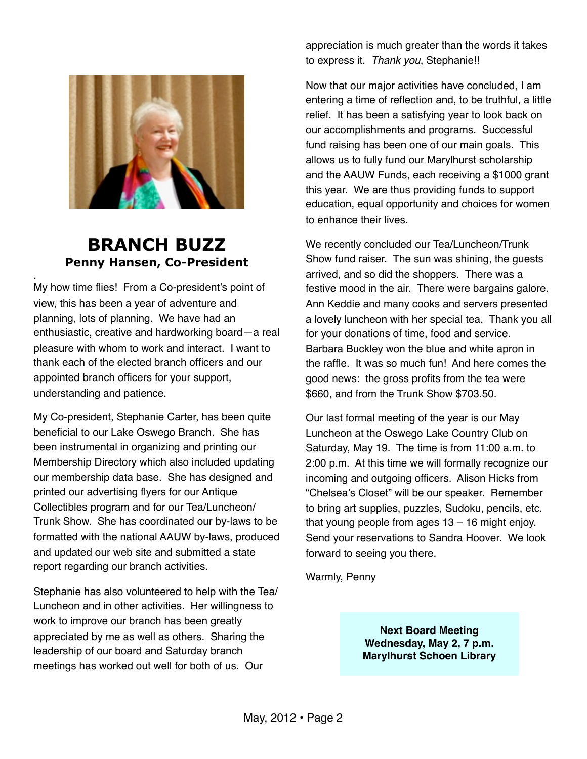## BRANCH BUZZ

### Penny Hansen, Co-President

My how time flies! From a Co-president's point of view, this has been a year of adventure and planning, lots of planning. We have had an enthusiastic, creative and hardworking board—a real pleasure with whom to work and interact. I want to thank each of the elected branch officers and our appointed branch officers for your support, understanding and patience.

My Co-president, Stephanie Carter, has been quite beneficial to our Lake Oswego Branch. She has been instrumental in organizing and printing our Membership Directory which also included updating our membership data base. She has designed and printed our advertising flyers for our Antique Collectibles program and for our Tea/Luncheon/ Trunk Show. She has coordinated our by-laws to be formatted with the national AAUW by-laws, produced and updated our web site and submitted a state report regarding our branch activities.

Stephanie has also volunteered to help with the Tea/ Luncheon and in other activities. Her willingness to work to improve our branch has been greatly appreciated by me as well as others. Sharing the leadership of our board and Saturday branch meetings has worked out well for both of us. Our appreciation is much greater than the words it takes to express it. *Thank you*, Stephanie!!

Now that our major activities have concluded, I am entering a time of reflection and, to be truthful, a little relief. It has been a satisfying year to look back on our accomplishments and programs. Successful fund raising has been one of our main goals. This allows us to fully fund our Marylhurst scholarship and the AAUW Funds, each receiving a $1000 grant this year. We are thus providing funds to support education, equal opportunity and choices for women to enhance their lives.

We recently concluded our Tea/Luncheon/Trunk Show fund raiser. The sun was shining, the guests arrived, and so did the shoppers. There was a festive mood in the air. There were bargains galore. Ann Keddie and many cooks and servers presented a lovely luncheon with her special tea. Thank you all for your donations of time, food and service. Barbara Buckley won the blue and white apron in the raffle. It was so much fun! And here comes the good news: the gross profits from the tea were $660, and from the Trunk Show $703.50.

Our last formal meeting of the year is our May Luncheon at the Oswego Lake Country Club on Saturday, May 19. The time is from 11:00 a.m. to 2:00 p.m. At this time we will formally recognize our incoming and outgoing officers. Alison Hicks from "Chelsea's Closet" will be our speaker. Remember to bring art supplies, puzzles, Sudoku, pencils, etc. that young people from ages 13 – 16 might enjoy. Send your reservations to Sandra Hoover. We look forward to seeing you there.

Warmly, Penny

**Next Board Meeting**
**Wednesday, May 2, 7 p.m.**
**Marylhurst Schoen Library**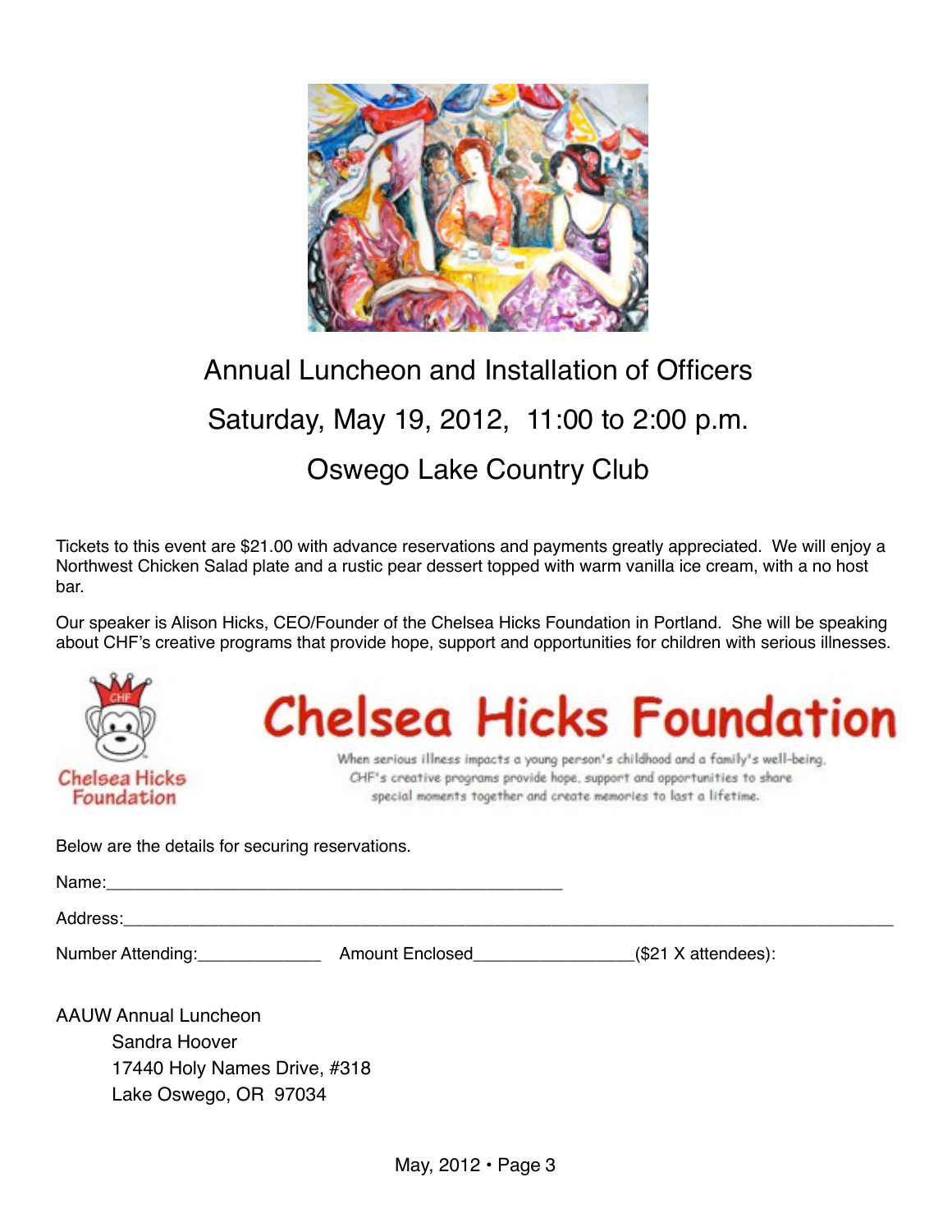# Annual Luncheon and Installation of Officers

## Saturday, May 19, 2012, 11:00 to 2:00 p.m.

## Oswego Lake Country Club

Tickets to this event are $21.00 with advance reservations and payments greatly appreciated. We will enjoy a Northwest Chicken Salad plate and a rustic pear dessert topped with warm vanilla ice cream, with a no host bar.

Our speaker is Alison Hicks, CEO/Founder of the Chelsea Hicks Foundation in Portland. She will be speaking about CHF's creative programs that provide hope, support and opportunities for children with serious illnesses.

**Chelsea Hicks Foundation**

When serious illness impacts a young person's childhood and a family's well-being, CHF's creative programs provide hope, support and opportunities to share special moments together and create memories to last a lifetime.

Below are the details for securing reservations.

Name:_______________________________________________

Address:_______________________________________________________________________________

Number Attending:____________ Amount Enclosed_______________($21 X attendees):

AAUW Annual Luncheon
Sandra Hoover
17440 Holy Names Drive, #318
Lake Oswego, OR 97034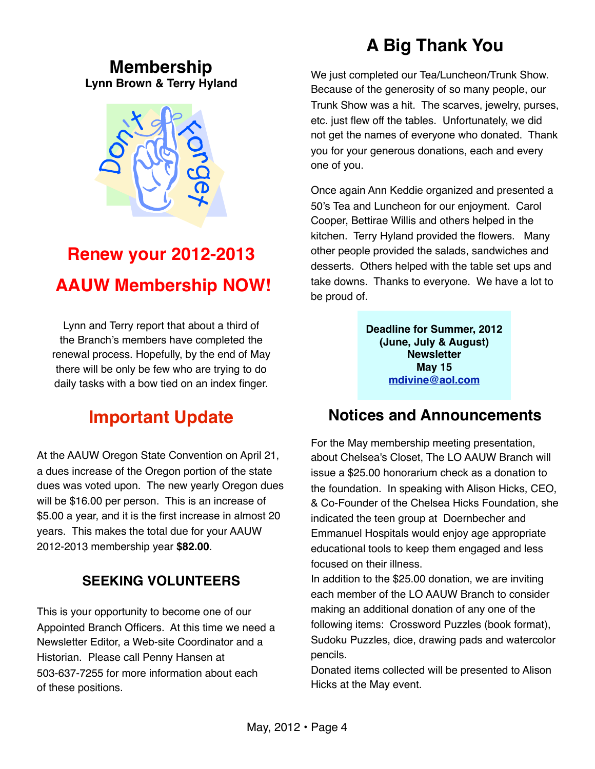## Membership

**Lynn Brown & Terry Hyland**

## Renew your 2012-2013 AAUW Membership NOW!

Lynn and Terry report that about a third of the Branch's members have completed the renewal process. Hopefully, by the end of May there will be only be few who are trying to do daily tasks with a bow tied on an index finger.

## Important Update

At the AAUW Oregon State Convention on April 21, a dues increase of the Oregon portion of the state dues was voted upon. The new yearly Oregon dues will be $16.00 per person. This is an increase of $5.00 a year, and it is the first increase in almost 20 years. This makes the total due for your AAUW 2012-2013 membership year **$82.00**.

### SEEKING VOLUNTEERS

This is your opportunity to become one of our Appointed Branch Officers. At this time we need a Newsletter Editor, a Web-site Coordinator and a Historian. Please call Penny Hansen at 503-637-7255 for more information about each of these positions.

## A Big Thank You

We just completed our Tea/Luncheon/Trunk Show. Because of the generosity of so many people, our Trunk Show was a hit. The scarves, jewelry, purses, etc. just flew off the tables. Unfortunately, we did not get the names of everyone who donated. Thank you for your generous donations, each and every one of you.

Once again Ann Keddie organized and presented a 50's Tea and Luncheon for our enjoyment. Carol Cooper, Bettirae Willis and others helped in the kitchen. Terry Hyland provided the flowers. Many other people provided the salads, sandwiches and desserts. Others helped with the table set ups and take downs. Thanks to everyone. We have a lot to be proud of.

**Deadline for Summer, 2012 (June, July & August) Newsletter**
**May 15**
**mdivine@aol.com**

## Notices and Announcements

For the May membership meeting presentation, about Chelsea's Closet, The LO AAUW Branch will issue a $25.00 honorarium check as a donation to the foundation. In speaking with Alison Hicks, CEO, & Co-Founder of the Chelsea Hicks Foundation, she indicated the teen group at Doernbecher and Emmanuel Hospitals would enjoy age appropriate educational tools to keep them engaged and less focused on their illness.

In addition to the $25.00 donation, we are inviting each member of the LO AAUW Branch to consider making an additional donation of any one of the following items: Crossword Puzzles (book format), Sudoku Puzzles, dice, drawing pads and watercolor pencils.

Donated items collected will be presented to Alison Hicks at the May event.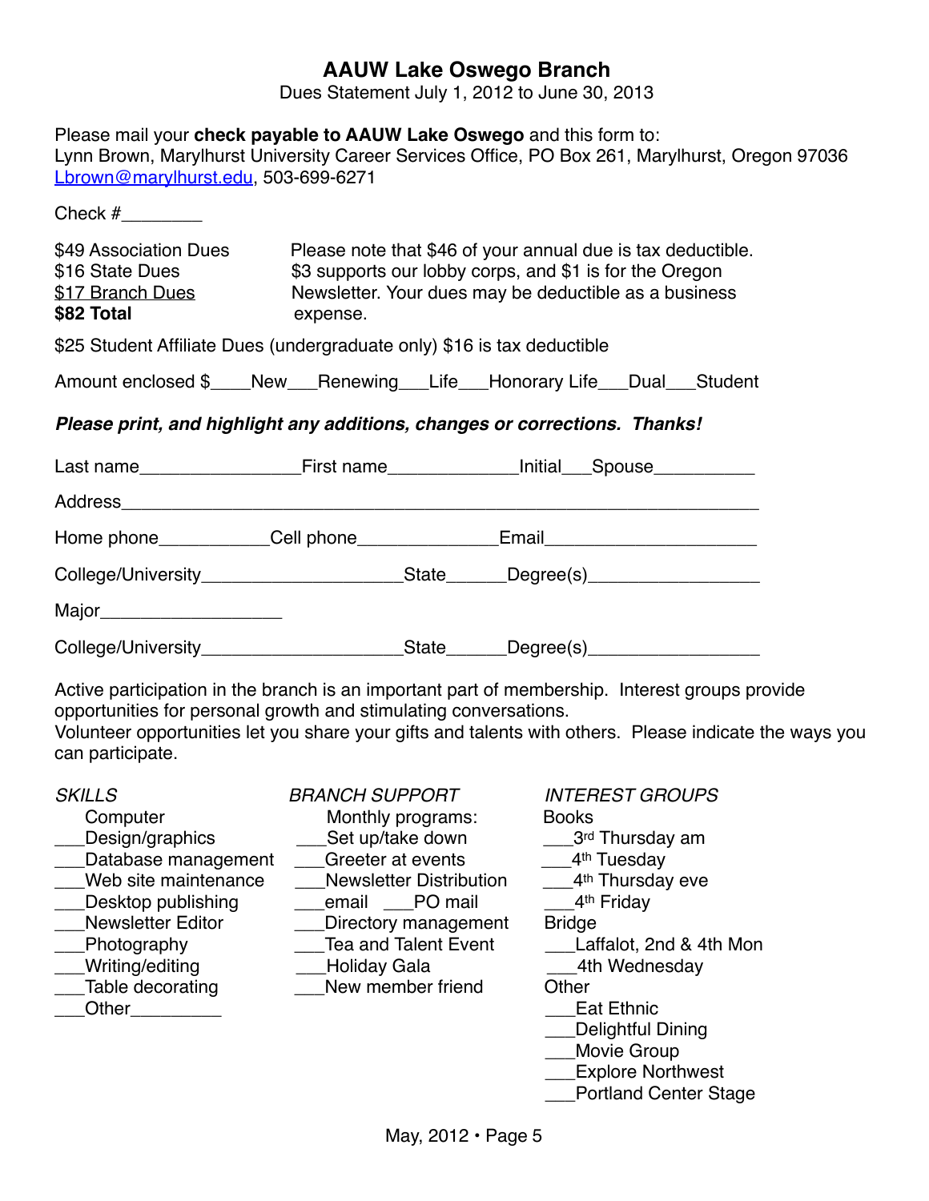# AAUW Lake Oswego Branch

Dues Statement July 1, 2012 to June 30, 2013

Please mail your **check payable to AAUW Lake Oswego** and this form to:
Lynn Brown, Marylhurst University Career Services Office, PO Box 261, Marylhurst, Oregon 97036
Lbrown@marylhurst.edu, 503-699-6271

Check #________

$49 Association Dues
$16 State Dues
$17 Branch Dues
**$82 Total**

Please note that $46 of your annual due is tax deductible. $3 supports our lobby corps, and $1 is for the Oregon Newsletter. Your dues may be deductible as a business expense.

$25 Student Affiliate Dues (undergraduate only) $16 is tax deductible

Amount enclosed $____New___Renewing___Life___Honorary Life___Dual___Student

***Please print, and highlight any additions, changes or corrections. Thanks!***

Last name________________First name_____________Initial___Spouse__________

Address_______________________________________________________________

Home phone___________Cell phone______________Email_____________________

College/University____________________State______Degree(s)_________________

Major__________________

College/University____________________State______Degree(s)_________________

Active participation in the branch is an important part of membership. Interest groups provide opportunities for personal growth and stimulating conversations.
Volunteer opportunities let you share your gifts and talents with others. Please indicate the ways you can participate.

*SKILLS*

Computer
___Design/graphics
___Database management
___Web site maintenance
___Desktop publishing
___Newsletter Editor
___Photography
___Writing/editing
___Table decorating
___Other_________

*BRANCH SUPPORT*

Monthly programs:
___Set up/take down
___Greeter at events
___Newsletter Distribution
___email ___PO mail
___Directory management
___Tea and Talent Event
___Holiday Gala
___New member friend

*INTEREST GROUPS*

Books
___3rd Thursday am
___4th Tuesday
___4th Thursday eve
___4th Friday

Bridge
___Laffalot, 2nd & 4th Mon
___4th Wednesday

Other
___Eat Ethnic
___Delightful Dining
___Movie Group
___Explore Northwest
___Portland Center Stage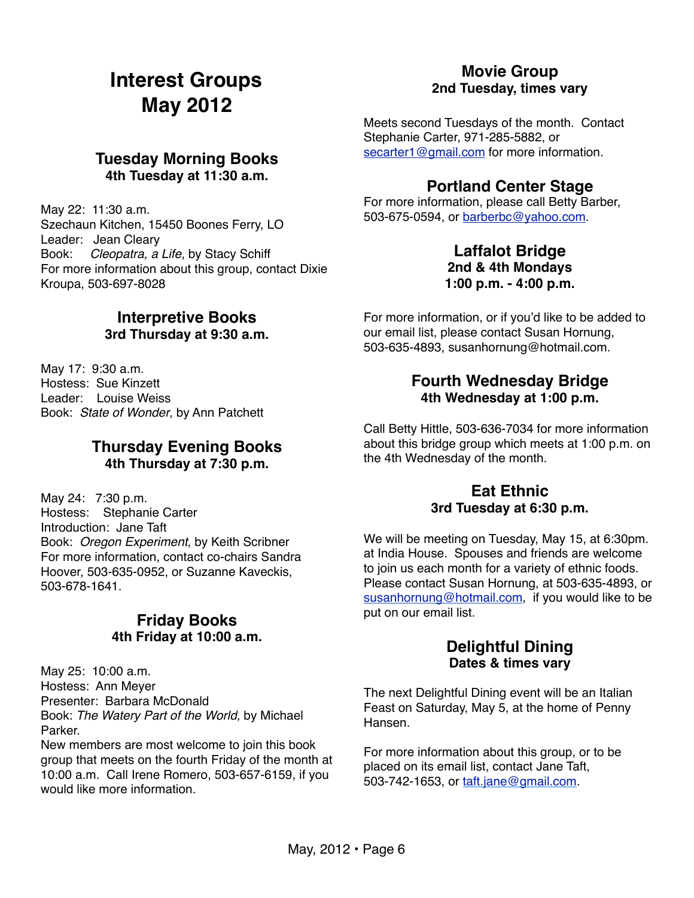# Interest Groups
# May 2012

## Tuesday Morning Books
**4th Tuesday at 11:30 a.m.**

May 22: 11:30 a.m.
Szechaun Kitchen, 15450 Boones Ferry, LO
Leader: Jean Cleary
Book: *Cleopatra, a Life*, by Stacy Schiff
For more information about this group, contact Dixie Kroupa, 503-697-8028

## Interpretive Books
**3rd Thursday at 9:30 a.m.**

May 17: 9:30 a.m.
Hostess: Sue Kinzett
Leader: Louise Weiss
Book: *State of Wonder*, by Ann Patchett

## Thursday Evening Books
**4th Thursday at 7:30 p.m.**

May 24: 7:30 p.m.
Hostess: Stephanie Carter
Introduction: Jane Taft
Book: *Oregon Experiment*, by Keith Scribner
For more information, contact co-chairs Sandra Hoover, 503-635-0952, or Suzanne Kaveckis, 503-678-1641.

## Friday Books
**4th Friday at 10:00 a.m.**

May 25: 10:00 a.m.
Hostess: Ann Meyer
Presenter: Barbara McDonald
Book: *The Watery Part of the World,* by Michael Parker.
New members are most welcome to join this book group that meets on the fourth Friday of the month at 10:00 a.m. Call Irene Romero, 503-657-6159, if you would like more information.

## Movie Group
**2nd Tuesday, times vary**

Meets second Tuesdays of the month. Contact Stephanie Carter, 971-285-5882, or secarter1@gmail.com for more information.

## Portland Center Stage
For more information, please call Betty Barber, 503-675-0594, or barberbc@yahoo.com.

## Laffalot Bridge
**2nd & 4th Mondays**
**1:00 p.m. - 4:00 p.m.**

For more information, or if you'd like to be added to our email list, please contact Susan Hornung, 503-635-4893, susanhornung@hotmail.com.

## Fourth Wednesday Bridge
**4th Wednesday at 1:00 p.m.**

Call Betty Hittle, 503-636-7034 for more information about this bridge group which meets at 1:00 p.m. on the 4th Wednesday of the month.

## Eat Ethnic
**3rd Tuesday at 6:30 p.m.**

We will be meeting on Tuesday, May 15, at 6:30pm. at India House. Spouses and friends are welcome to join us each month for a variety of ethnic foods. Please contact Susan Hornung, at 503-635-4893, or susanhornung@hotmail.com, if you would like to be put on our email list.

## Delightful Dining
**Dates & times vary**

The next Delightful Dining event will be an Italian Feast on Saturday, May 5, at the home of Penny Hansen.

For more information about this group, or to be placed on its email list, contact Jane Taft, 503-742-1653, or taft.jane@gmail.com.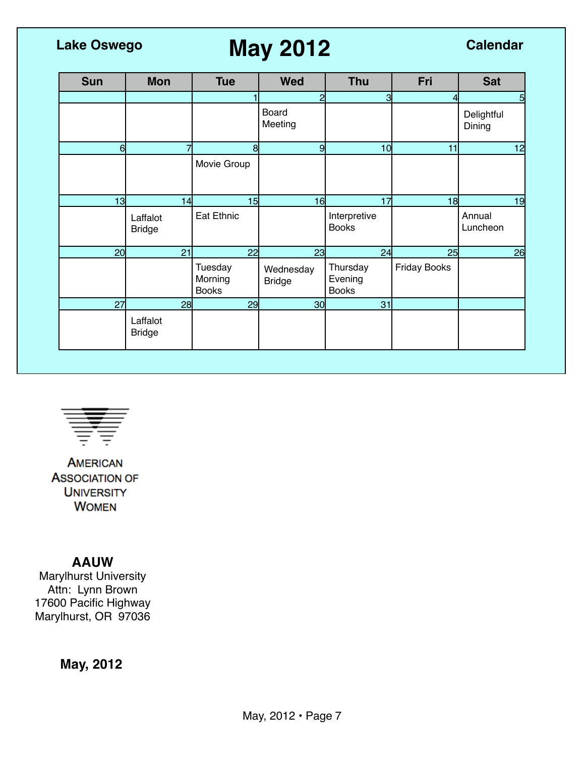**Lake Oswego** 

# May 2012

**Calendar**

| Sun | Mon | Tue | Wed | Thu | Fri | Sat |
|---|---|---|---|---|---|---|
| | | 1 | 2 Board Meeting | 3 | 4 | 5 Delightful Dining |
| 6 | 7 | 8 Movie Group | 9 | 10 | 11 | 12 |
| 13 | 14 Laffalot Bridge | 15 Eat Ethnic | 16 | 17 Interpretive Books | 18 | 19 Annual Luncheon |
| 20 | 21 | 22 Tuesday Morning Books | 23 Wednesday Bridge | 24 Thursday Evening Books | 25 Friday Books | 26 |
| 27 | 28 Laffalot Bridge | 29 | 30 | 31 | | |

American Association of University Women

**AAUW**
Marylhurst University
Attn: Lynn Brown
17600 Pacific Highway
Marylhurst, OR 97036

**May, 2012**